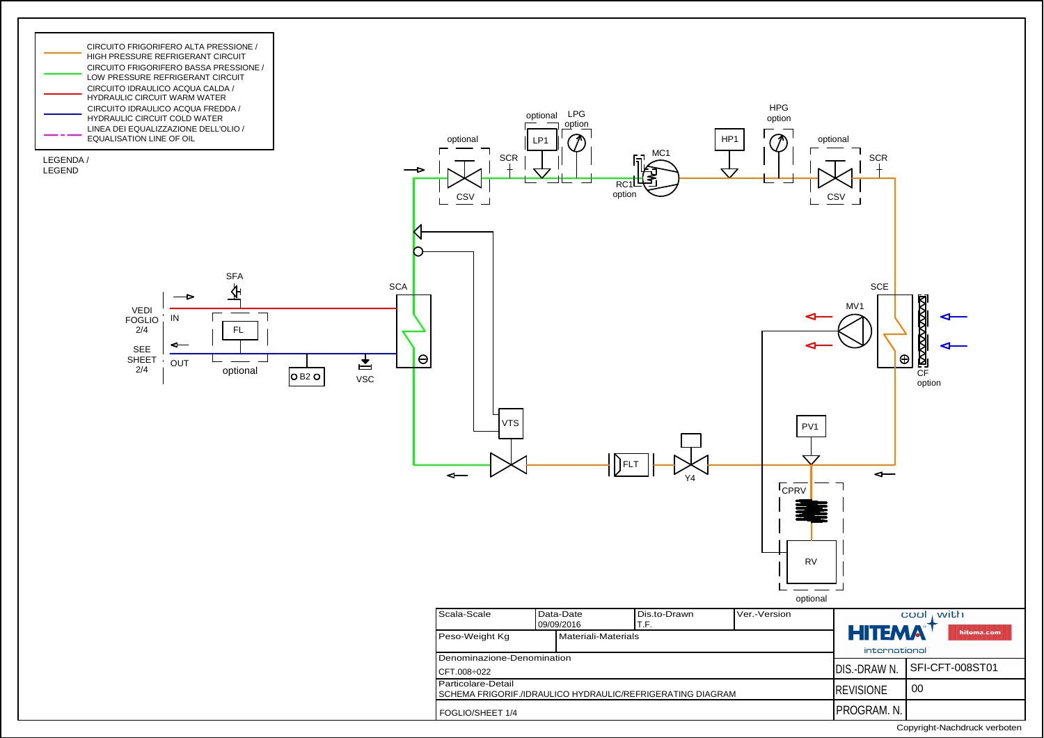## LEGENDA / LEGEND

| Line | Description |
| --- | --- |
| Orange | CIRCUITO FRIGORIFERO ALTA PRESSIONE / HIGH PRESSURE REFRIGERANT CIRCUIT |
| Green | CIRCUITO FRIGORIFERO BASSA PRESSIONE / LOW PRESSURE REFRIGERANT CIRCUIT |
| Red | CIRCUITO IDRAULICO ACQUA CALDA / HYDRAULIC CIRCUIT WARM WATER |
| Blue | CIRCUITO IDRAULICO ACQUA FREDDA / HYDRAULIC CIRCUIT COLD WATER |
| Magenta dash-dot | LINEA DEI EQUALIZZAZIONE DELL'OLIO / EQUALISATION LINE OF OIL |

VEDI FOGLIO 2/4 — SEE SHEET 2/4

IN / OUT

SFA, FL optional, B2, VSC, SCA, VTS, FLT, Y4, PV1, CPRV, RV optional, MV1, SCE, CF option

CSV optional, SCR, LP1 optional, LPG option, RC1 option, MC1, HP1, HPG option, CSV optional, SCR

| Scala-Scale | Data-Date 09/09/2016 | Dis.to-Drawn T.F. | Ver.-Version |
| --- | --- | --- | --- |
| Peso-Weight Kg | Materiali-Materials | | |
| Denominazione-Denomination: CFT.008÷022 | | | |
| Particolare-Detail: SCHEMA FRIGORIF./IDRAULICO HYDRAULIC/REFRIGERATING DIAGRAM | | | |
| FOGLIO/SHEET 1/4 | | | |

HITEMA international — cool with — hitema.com

| DIS.-DRAW N. | SFI-CFT-008ST01 |
| --- | --- |
| REVISIONE | 00 |
| PROGRAM. N. | |

Copyright-Nachdruck verboten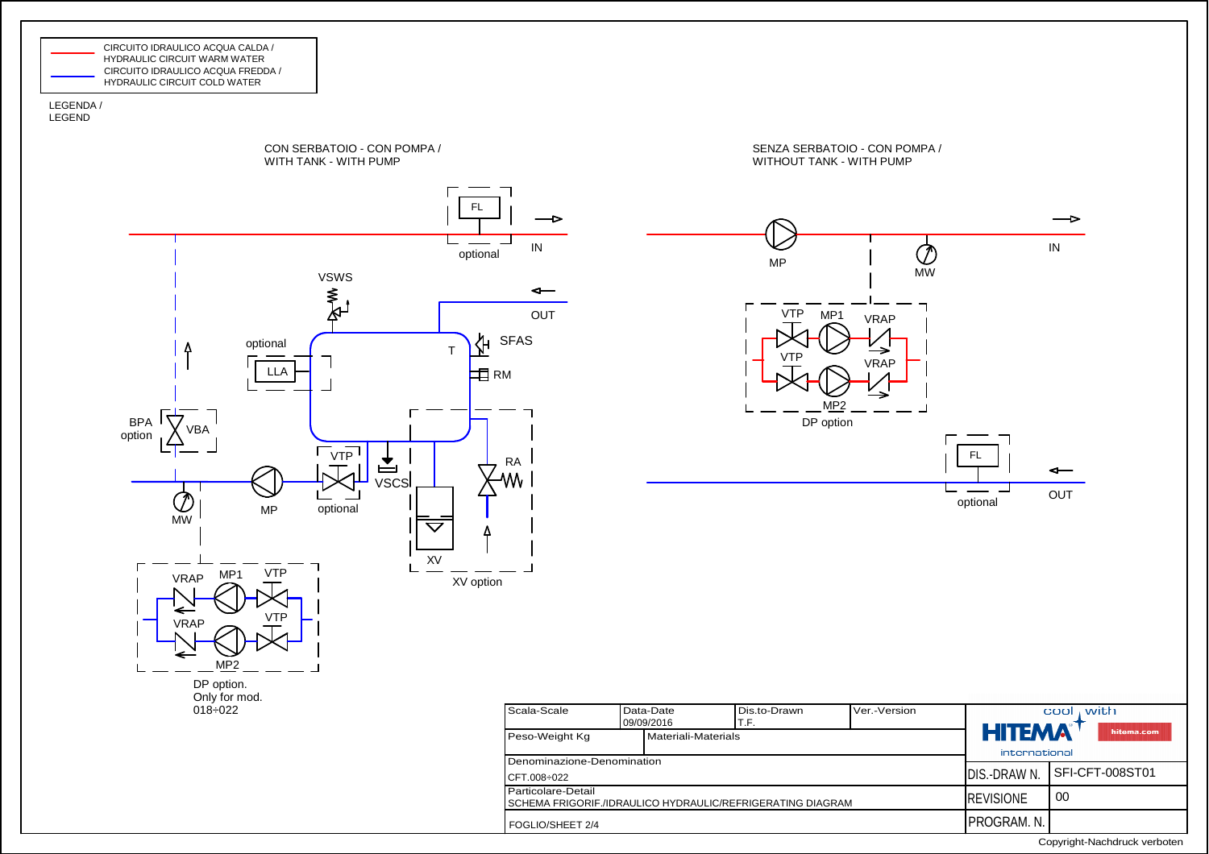LEGENDA / LEGEND

- CIRCUITO IDRAULICO ACQUA CALDA / HYDRAULIC CIRCUIT WARM WATER
- CIRCUITO IDRAULICO ACQUA FREDDA / HYDRAULIC CIRCUIT COLD WATER

## CON SERBATOIO - CON POMPA / WITH TANK - WITH PUMP

FL optional
IN
OUT
VSWS
optional LLA
T
SFAS
RM
BPA option VBA
VTP optional
VSCS
RA
MW
MP
XV
XV option

VRAP MP1 VTP
VRAP VTP
MP2

DP option.
Only for mod. 018÷022

## SENZA SERBATOIO - CON POMPA / WITHOUT TANK - WITH PUMP

MP
MW
IN
VTP MP1 VRAP
VTP VRAP
MP2
DP option
FL optional
OUT

| Scala-Scale | Data-Date 09/09/2016 | Dis.to-Drawn T.F. | Ver.-Version |
|---|---|---|---|
| Peso-Weight Kg | Materiali-Materials | | |
| Denominazione-Denomination CFT.008÷022 | | | |
| Particolare-Detail SCHEMA FRIGORIF./IDRAULICO HYDRAULIC/REFRIGERATING DIAGRAM | | | |
| FOGLIO/SHEET 2/4 | | | |

HITEMA international — cool with — hitema.com

| | |
|---|---|
| DIS.-DRAW N. | SFI-CFT-008ST01 |
| REVISIONE | 00 |
| PROGRAM. N. | |

Copyright-Nachdruck verboten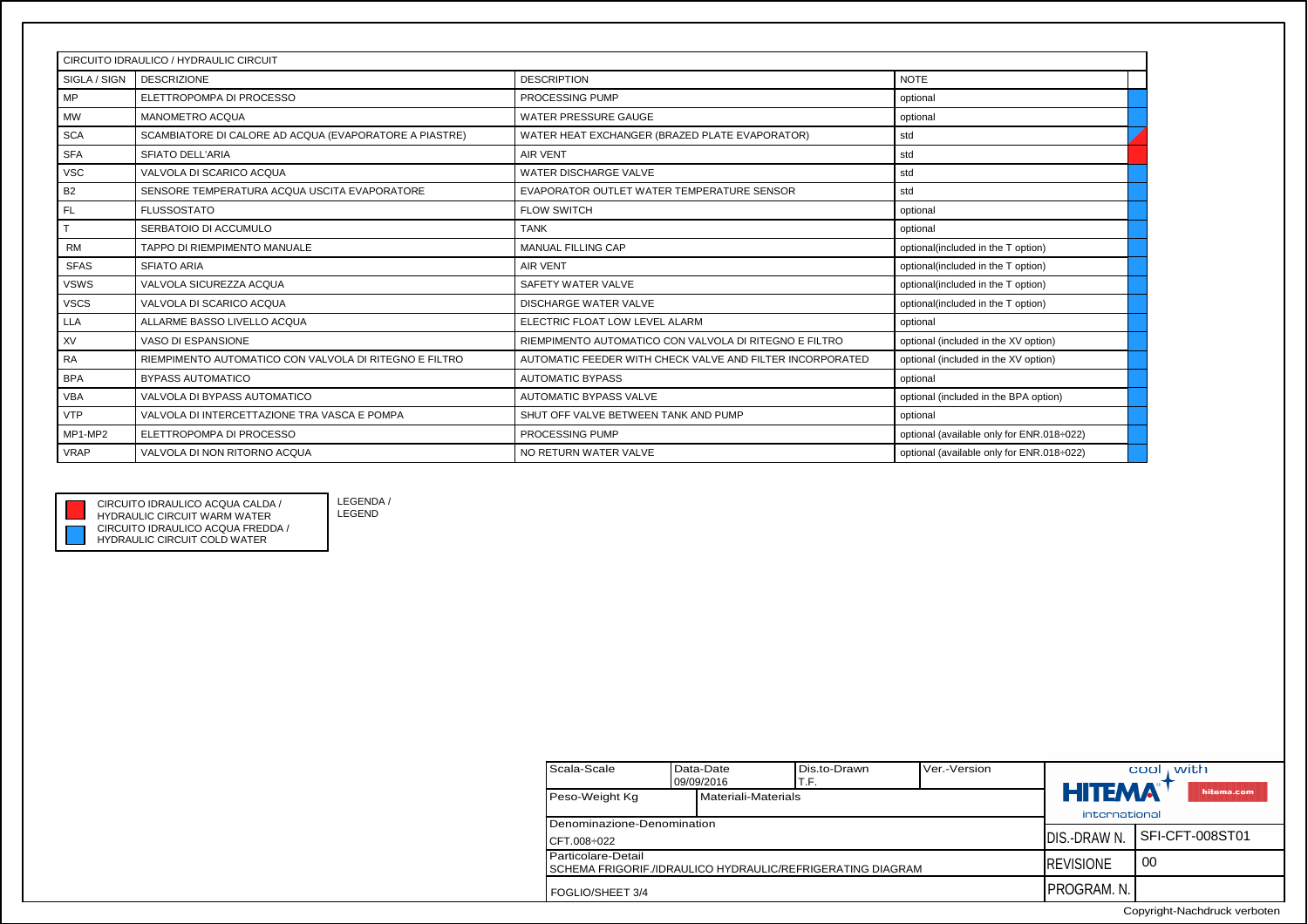| CIRCUITO IDRAULICO / HYDRAULIC CIRCUIT | | | |
|---|---|---|---|
| SIGLA / SIGN | DESCRIZIONE | DESCRIPTION | NOTE |
| MP | ELETTROPOMPA DI PROCESSO | PROCESSING PUMP | optional |
| MW | MANOMETRO ACQUA | WATER PRESSURE GAUGE | optional |
| SCA | SCAMBIATORE DI CALORE AD ACQUA (EVAPORATORE A PIASTRE) | WATER HEAT EXCHANGER (BRAZED PLATE EVAPORATOR) | std |
| SFA | SFIATO DELL'ARIA | AIR VENT | std |
| VSC | VALVOLA DI SCARICO ACQUA | WATER DISCHARGE VALVE | std |
| B2 | SENSORE TEMPERATURA ACQUA USCITA EVAPORATORE | EVAPORATOR OUTLET WATER TEMPERATURE SENSOR | std |
| FL | FLUSSOSTATO | FLOW SWITCH | optional |
| T | SERBATOIO DI ACCUMULO | TANK | optional |
| RM | TAPPO DI RIEMPIMENTO MANUALE | MANUAL FILLING CAP | optional(included in the T option) |
| SFAS | SFIATO ARIA | AIR VENT | optional(included in the T option) |
| VSWS | VALVOLA SICUREZZA ACQUA | SAFETY WATER VALVE | optional(included in the T option) |
| VSCS | VALVOLA DI SCARICO ACQUA | DISCHARGE WATER VALVE | optional(included in the T option) |
| LLA | ALLARME BASSO LIVELLO ACQUA | ELECTRIC FLOAT LOW LEVEL ALARM | optional |
| XV | VASO DI ESPANSIONE | RIEMPIMENTO AUTOMATICO CON VALVOLA DI RITEGNO E FILTRO | optional (included in the XV option) |
| RA | RIEMPIMENTO AUTOMATICO CON VALVOLA DI RITEGNO E FILTRO | AUTOMATIC FEEDER WITH CHECK VALVE AND FILTER INCORPORATED | optional (included in the XV option) |
| BPA | BYPASS AUTOMATICO | AUTOMATIC BYPASS | optional |
| VBA | VALVOLA DI BYPASS AUTOMATICO | AUTOMATIC BYPASS VALVE | optional (included in the BPA option) |
| VTP | VALVOLA DI INTERCETTAZIONE TRA VASCA E POMPA | SHUT OFF VALVE BETWEEN TANK AND PUMP | optional |
| MP1-MP2 | ELETTROPOMPA DI PROCESSO | PROCESSING PUMP | optional (available only for ENR.018÷022) |
| VRAP | VALVOLA DI NON RITORNO ACQUA | NO RETURN WATER VALVE | optional (available only for ENR.018÷022) |

LEGENDA / LEGEND

- CIRCUITO IDRAULICO ACQUA CALDA / HYDRAULIC CIRCUIT WARM WATER
- CIRCUITO IDRAULICO ACQUA FREDDA / HYDRAULIC CIRCUIT COLD WATER

| Scala-Scale | Data-Date 09/09/2016 | Dis.to-Drawn T.F. | Ver.-Version |
|---|---|---|---|
| Peso-Weight Kg | Materiali-Materials | | |
| Denominazione-Denomination CFT.008÷022 | | | |
| Particolare-Detail SCHEMA FRIGORIF./IDRAULICO HYDRAULIC/REFRIGERATING DIAGRAM | | | |
| FOGLIO/SHEET 3/4 | | | |

HITEMA international — cool with — hitema.com

| DIS.-DRAW N. | SFI-CFT-008ST01 |
|---|---|
| REVISIONE | 00 |
| PROGRAM. N. | |

Copyright-Nachdruck verboten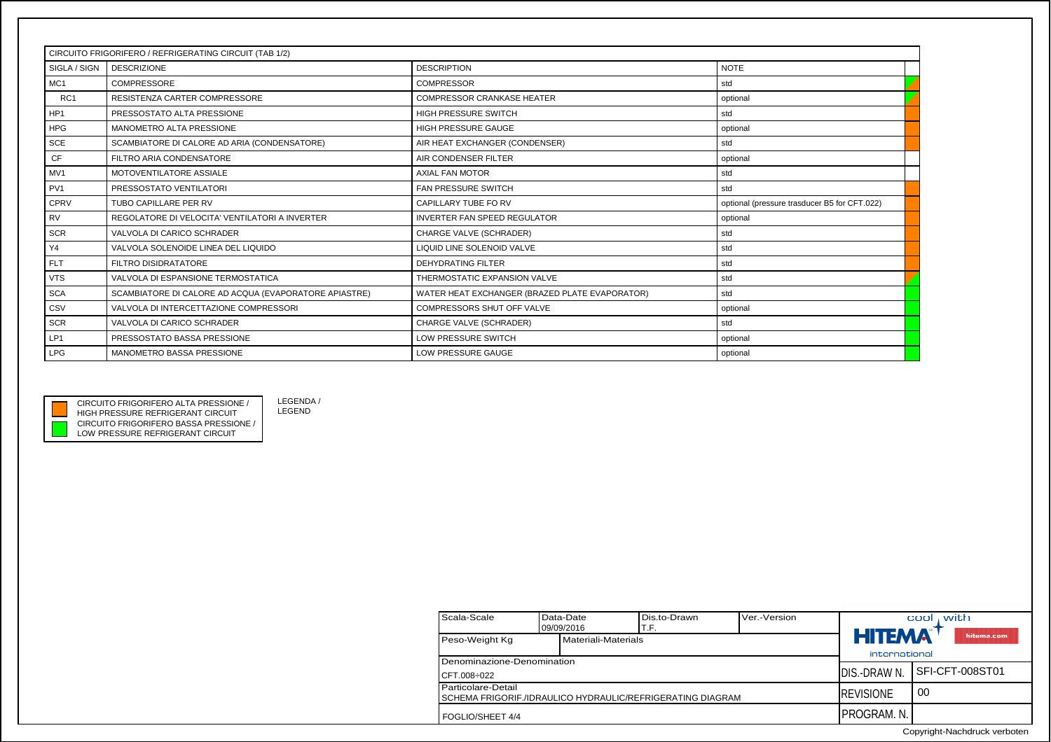| CIRCUITO FRIGORIFERO / REFRIGERATING CIRCUIT (TAB 1/2) | | | | |
|---|---|---|---|---|
| SIGLA / SIGN | DESCRIZIONE | DESCRIPTION | NOTE | |
| MC1 | COMPRESSORE | COMPRESSOR | std | |
| RC1 | RESISTENZA CARTER COMPRESSORE | COMPRESSOR CRANKASE HEATER | optional | |
| HP1 | PRESSOSTATO ALTA PRESSIONE | HIGH PRESSURE SWITCH | std | |
| HPG | MANOMETRO ALTA PRESSIONE | HIGH PRESSURE GAUGE | optional | |
| SCE | SCAMBIATORE DI CALORE AD ARIA (CONDENSATORE) | AIR HEAT EXCHANGER (CONDENSER) | std | |
| CF | FILTRO ARIA CONDENSATORE | AIR CONDENSER FILTER | optional | |
| MV1 | MOTOVENTILATORE ASSIALE | AXIAL FAN MOTOR | std | |
| PV1 | PRESSOSTATO VENTILATORI | FAN PRESSURE SWITCH | std | |
| CPRV | TUBO CAPILLARE PER RV | CAPILLARY TUBE FO RV | optional (pressure trasducer B5 for CFT.022) | |
| RV | REGOLATORE DI VELOCITA' VENTILATORI A INVERTER | INVERTER FAN SPEED REGULATOR | optional | |
| SCR | VALVOLA DI CARICO SCHRADER | CHARGE VALVE (SCHRADER) | std | |
| Y4 | VALVOLA SOLENOIDE LINEA DEL LIQUIDO | LIQUID LINE SOLENOID VALVE | std | |
| FLT | FILTRO DISIDRATATORE | DEHYDRATING FILTER | std | |
| VTS | VALVOLA DI ESPANSIONE TERMOSTATICA | THERMOSTATIC EXPANSION VALVE | std | |
| SCA | SCAMBIATORE DI CALORE AD ACQUA (EVAPORATORE APIASTRE) | WATER HEAT EXCHANGER (BRAZED PLATE EVAPORATOR) | std | |
| CSV | VALVOLA DI INTERCETTAZIONE COMPRESSORI | COMPRESSORS SHUT OFF VALVE | optional | |
| SCR | VALVOLA DI CARICO SCHRADER | CHARGE VALVE (SCHRADER) | std | |
| LP1 | PRESSOSTATO BASSA PRESSIONE | LOW PRESSURE SWITCH | optional | |
| LPG | MANOMETRO BASSA PRESSIONE | LOW PRESSURE GAUGE | optional | |

LEGENDA / LEGEND

- CIRCUITO FRIGORIFERO ALTA PRESSIONE / HIGH PRESSURE REFRIGERANT CIRCUIT
- CIRCUITO FRIGORIFERO BASSA PRESSIONE / LOW PRESSURE REFRIGERANT CIRCUIT

| Scala-Scale | Data-Date 09/09/2016 | Dis.to-Drawn T.F. | Ver.-Version | HITEMA international – cool with – hitema.com | |
|---|---|---|---|---|---|
| Peso-Weight Kg | Materiali-Materials | | | | |
| Denominazione-Denomination CFT.008÷022 | | | | DIS.-DRAW N. | SFI-CFT-008ST01 |
| Particolare-Detail SCHEMA FRIGORIF./IDRAULICO HYDRAULIC/REFRIGERATING DIAGRAM | | | | REVISIONE | 00 |
| FOGLIO/SHEET 4/4 | | | | PROGRAM. N. | |

Copyright-Nachdruck verboten